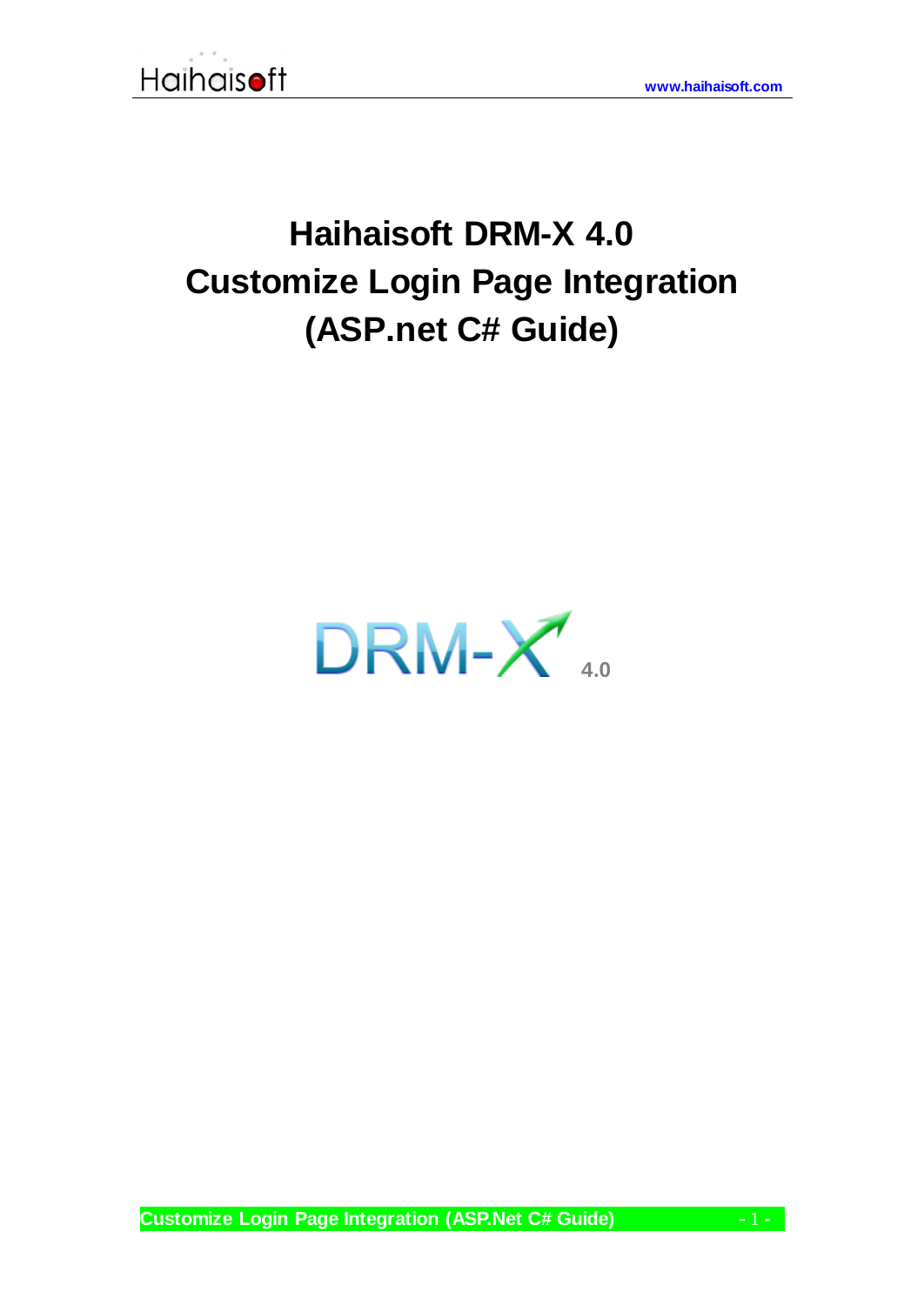# Haihaisoft DRM-X 4.0
# Customize Login Page Integration
# (ASP.net C# Guide)

DRM-X 4.0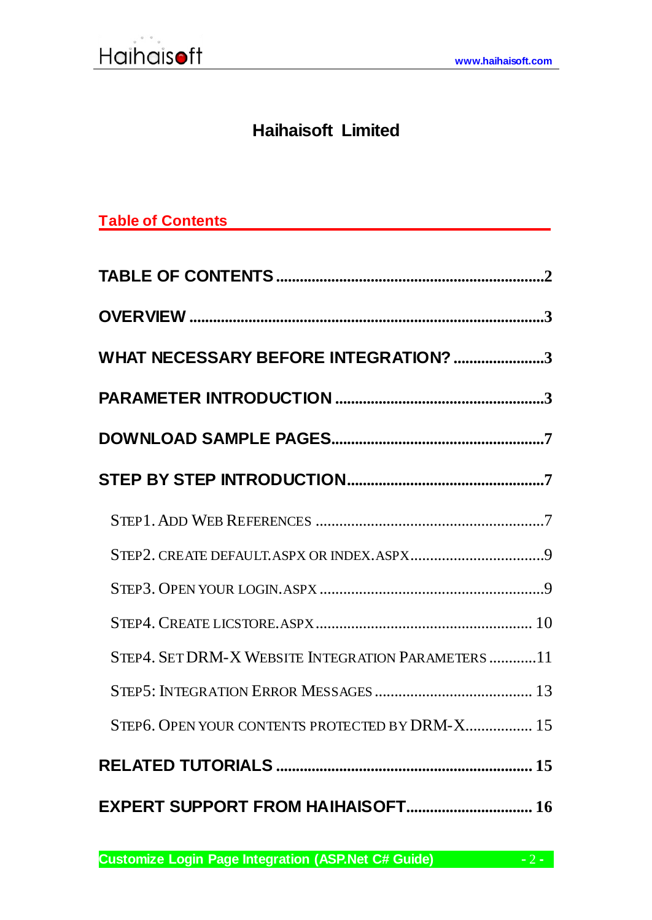# Haihaisoft Limited

## Table of Contents

**TABLE OF CONTENTS** .......................................................... 2

**OVERVIEW** .......................................................... 3

**WHAT NECESSARY BEFORE INTEGRATION?** .......................................................... 3

**PARAMETER INTRODUCTION** .......................................................... 3

**DOWNLOAD SAMPLE PAGES** .......................................................... 7

**STEP BY STEP INTRODUCTION** .......................................................... 7

STEP1. ADD WEB REFERENCES .......................................................... 7

STEP2. CREATE DEFAULT.ASPX OR INDEX.ASPX .......................................................... 9

STEP3. OPEN YOUR LOGIN.ASPX .......................................................... 9

STEP4. CREATE LICSTORE.ASPX .......................................................... 10

STEP4. SET DRM-X WEBSITE INTEGRATION PARAMETERS .......................................................... 11

STEP5: INTEGRATION ERROR MESSAGES .......................................................... 13

STEP6. OPEN YOUR CONTENTS PROTECTED BY DRM-X .......................................................... 15

**RELATED TUTORIALS** .......................................................... 15

**EXPERT SUPPORT FROM HAIHAISOFT** .......................................................... 16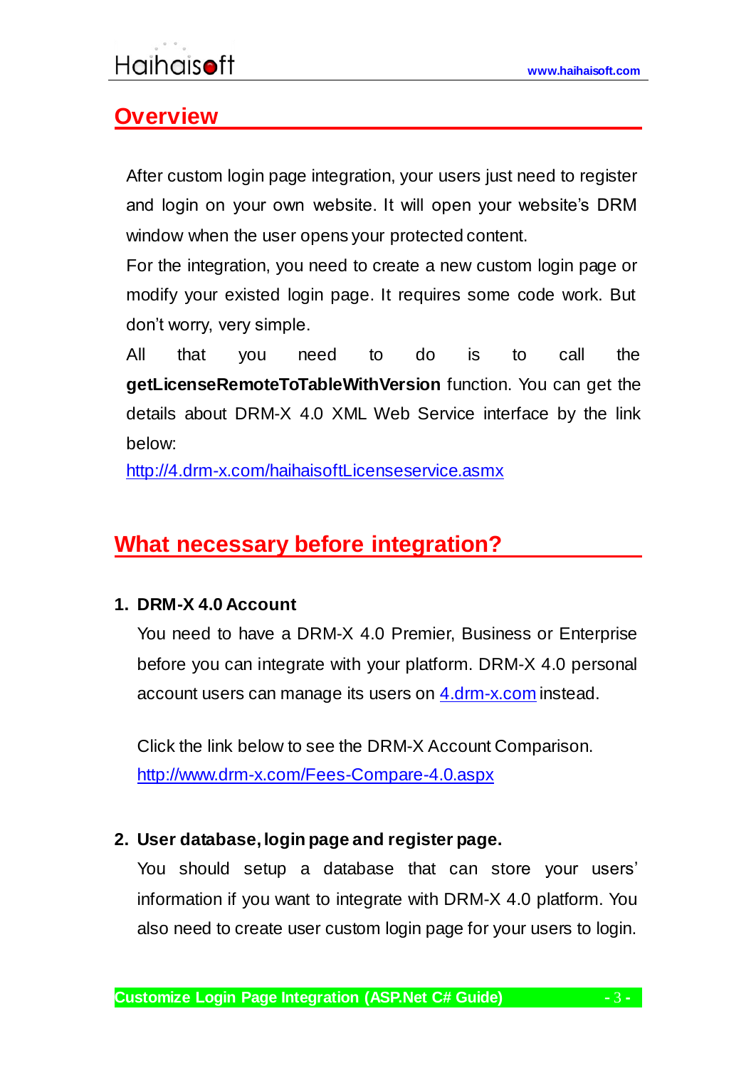## Overview

After custom login page integration, your users just need to register and login on your own website. It will open your website's DRM window when the user opens your protected content.

For the integration, you need to create a new custom login page or modify your existed login page. It requires some code work. But don't worry, very simple.

All that you need to do is to call the **getLicenseRemoteToTableWithVersion** function. You can get the details about DRM-X 4.0 XML Web Service interface by the link below:

http://4.drm-x.com/haihaisoftLicenseservice.asmx

## What necessary before integration?

1. **DRM-X 4.0 Account**

   You need to have a DRM-X 4.0 Premier, Business or Enterprise before you can integrate with your platform. DRM-X 4.0 personal account users can manage its users on 4.drm-x.com instead.

   Click the link below to see the DRM-X Account Comparison.
   http://www.drm-x.com/Fees-Compare-4.0.aspx

2. **User database, login page and register page.**

   You should setup a database that can store your users' information if you want to integrate with DRM-X 4.0 platform. You also need to create user custom login page for your users to login.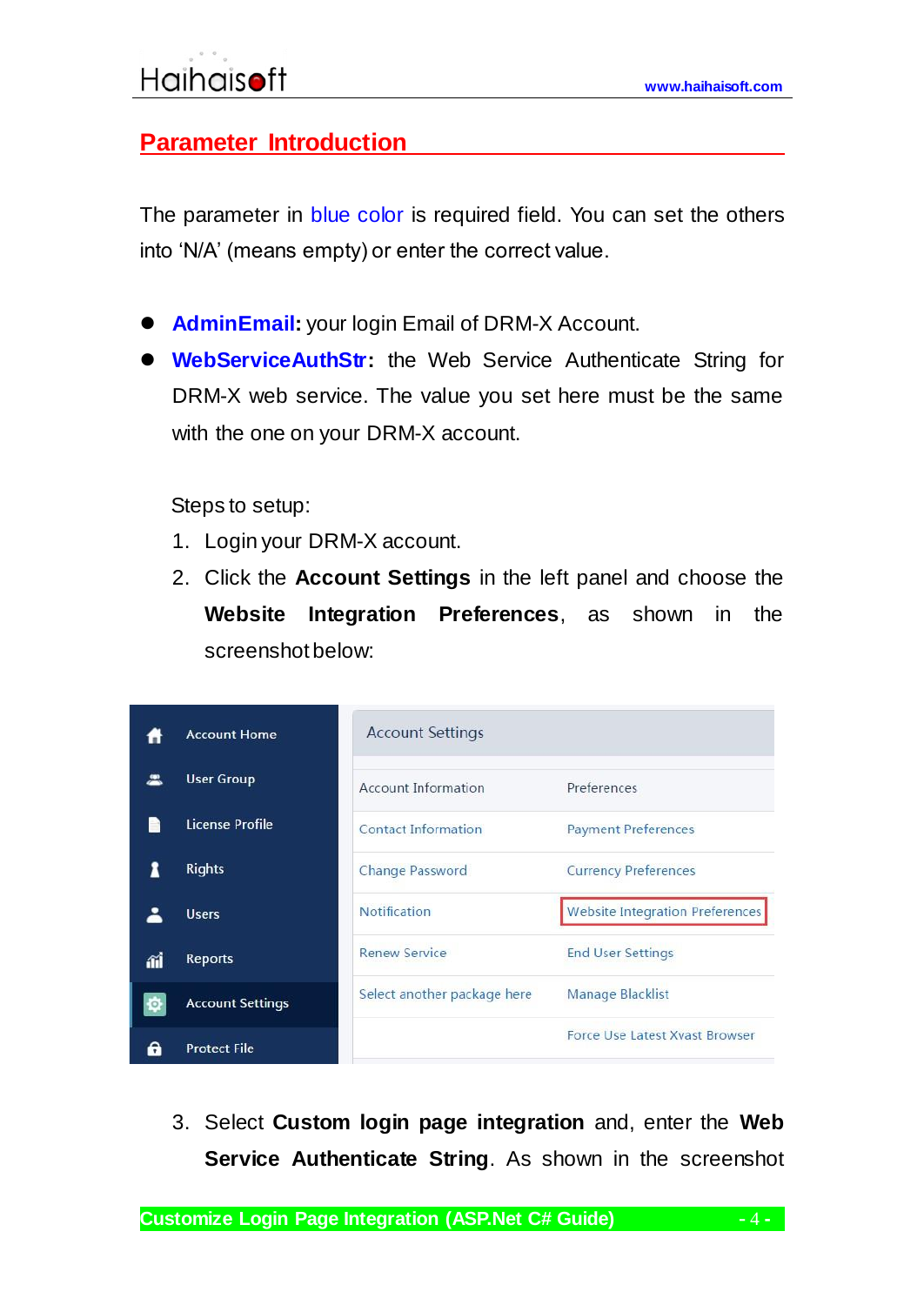## Parameter Introduction

The parameter in blue color is required field. You can set the others into 'N/A' (means empty) or enter the correct value.

- **AdminEmail:** your login Email of DRM-X Account.
- **WebServiceAuthStr:** the Web Service Authenticate String for DRM-X web service. The value you set here must be the same with the one on your DRM-X account.

  Steps to setup:

  1. Login your DRM-X account.
  2. Click the **Account Settings** in the left panel and choose the **Website Integration Preferences**, as shown in the screenshot below:

  3. Select **Custom login page integration** and, enter the **Web Service Authenticate String**. As shown in the screenshot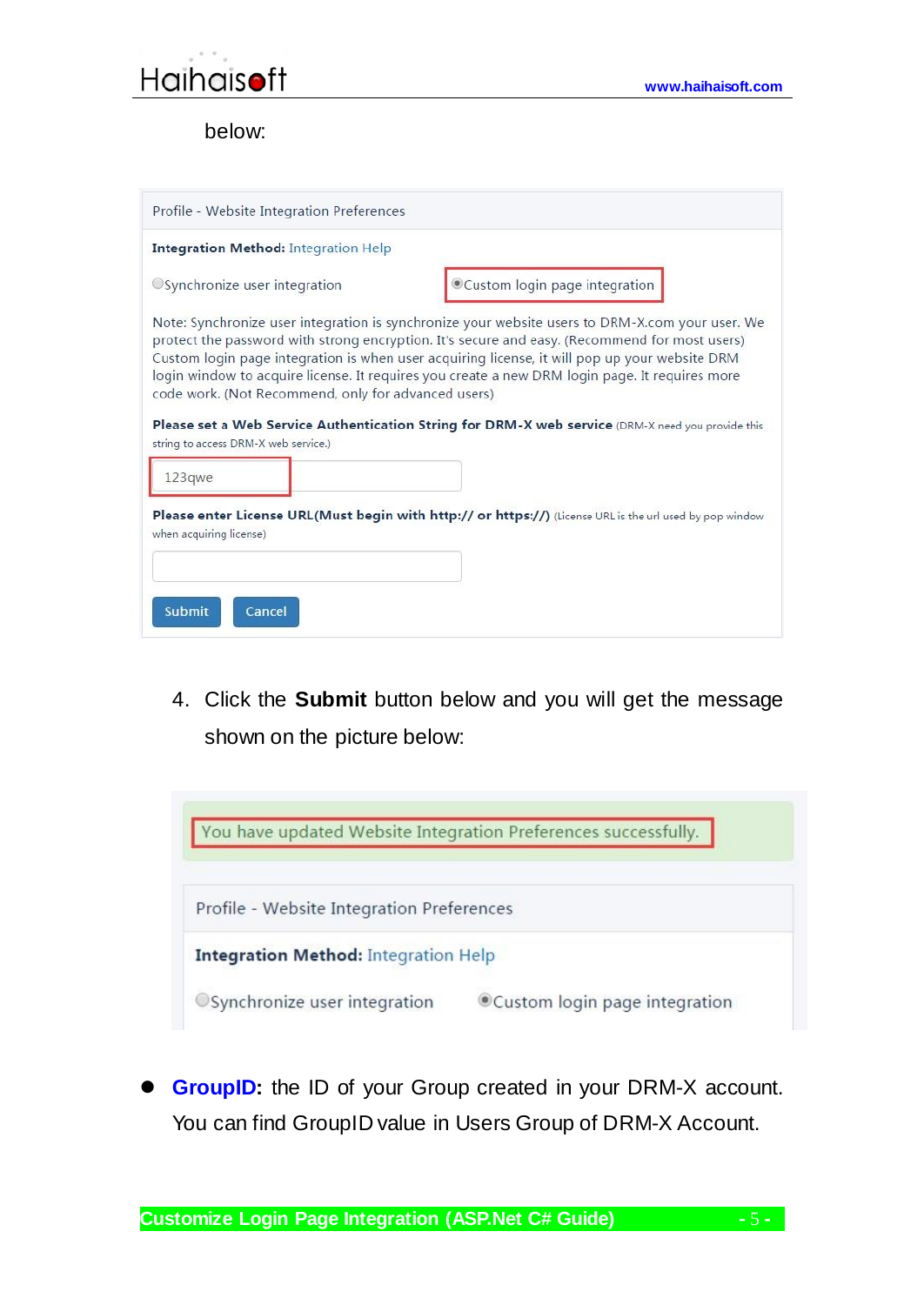below:

Profile - Website Integration Preferences

**Integration Method:** Integration Help

Synchronize user integration    Custom login page integration

Note: Synchronize user integration is synchronize your website users to DRM-X.com your user. We protect the password with strong encryption. It's secure and easy. (Recommend for most users) Custom login page integration is when user acquiring license, it will pop up your website DRM login window to acquire license. It requires you create a new DRM login page. It requires more code work. (Not Recommend, only for advanced users)

**Please set a Web Service Authentication String for DRM-X web service** (DRM-X need you provide this string to access DRM-X web service.)

123qwe

**Please enter License URL(Must begin with http:// or https://)** (License URL is the url used by pop window when acquiring license)

Submit    Cancel

4. Click the **Submit** button below and you will get the message shown on the picture below:

You have updated Website Integration Preferences successfully.

Profile - Website Integration Preferences

**Integration Method:** Integration Help

Synchronize user integration    Custom login page integration

- **GroupID:** the ID of your Group created in your DRM-X account. You can find GroupID value in Users Group of DRM-X Account.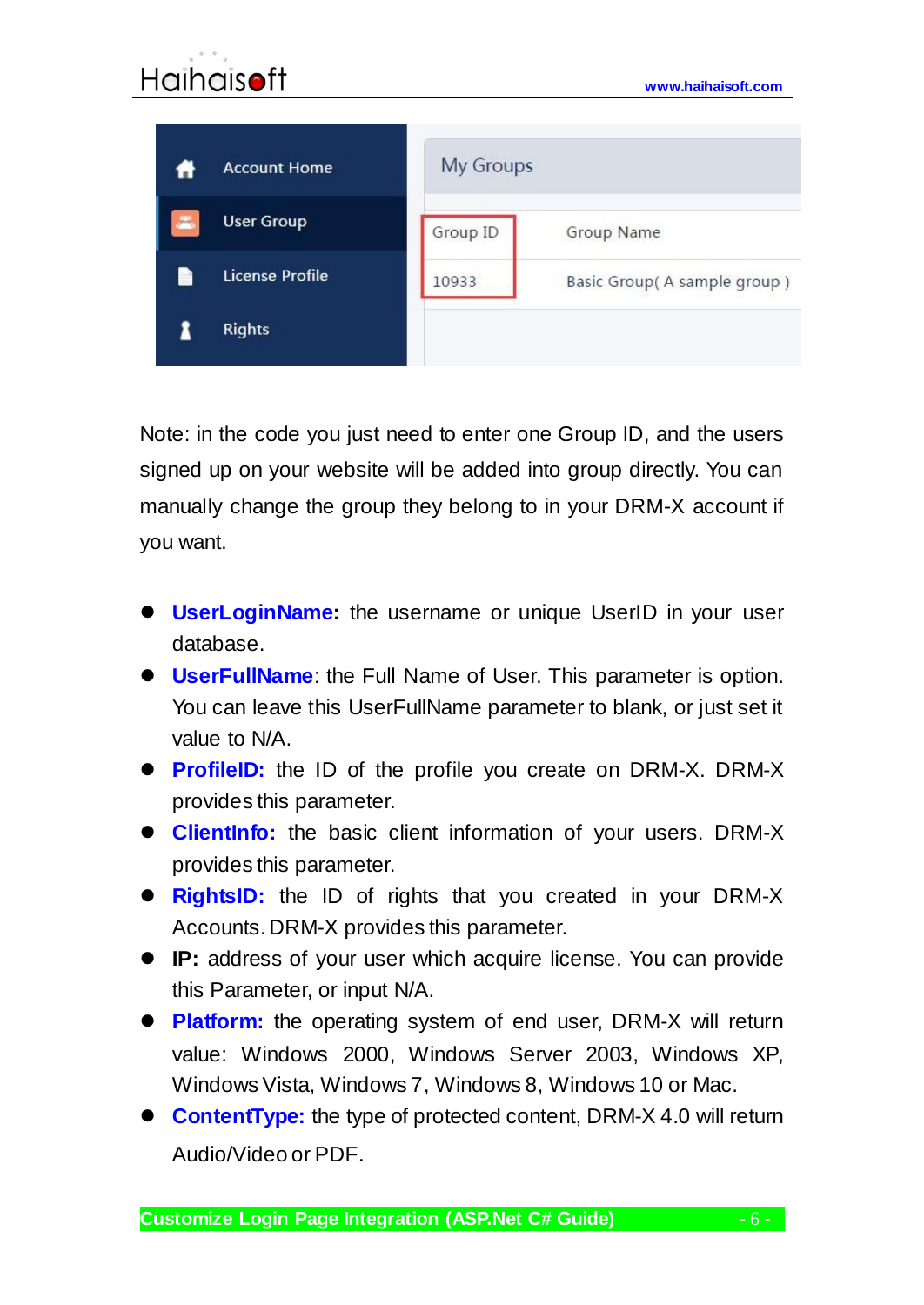Note: in the code you just need to enter one Group ID, and the users signed up on your website will be added into group directly. You can manually change the group they belong to in your DRM-X account if you want.

- **UserLoginName:** the username or unique UserID in your user database.
- **UserFullName**: the Full Name of User. This parameter is option. You can leave this UserFullName parameter to blank, or just set it value to N/A.
- **ProfileID:** the ID of the profile you create on DRM-X. DRM-X provides this parameter.
- **ClientInfo:** the basic client information of your users. DRM-X provides this parameter.
- **RightsID:** the ID of rights that you created in your DRM-X Accounts. DRM-X provides this parameter.
- **IP:** address of your user which acquire license. You can provide this Parameter, or input N/A.
- **Platform:** the operating system of end user, DRM-X will return value: Windows 2000, Windows Server 2003, Windows XP, Windows Vista, Windows 7, Windows 8, Windows 10 or Mac.
- **ContentType:** the type of protected content, DRM-X 4.0 will return Audio/Video or PDF.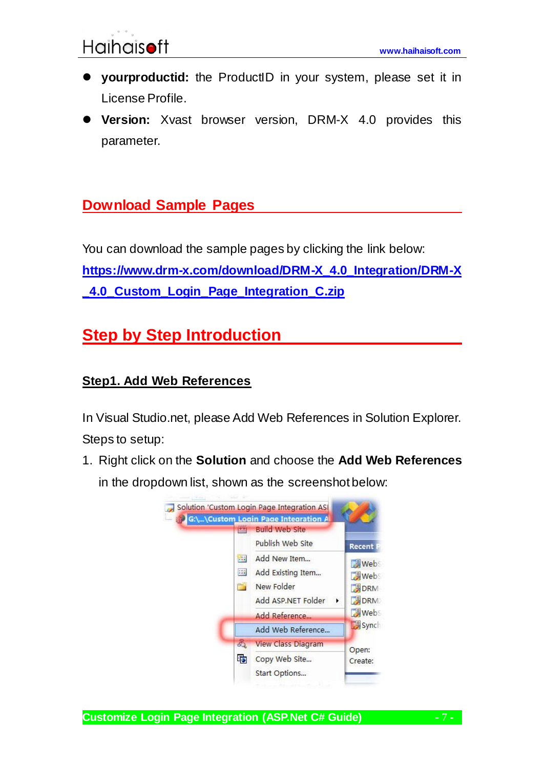- **yourproductid:** the ProductID in your system, please set it in License Profile.
- **Version:** Xvast browser version, DRM-X 4.0 provides this parameter.

## Download Sample Pages

You can download the sample pages by clicking the link below:
https://www.drm-x.com/download/DRM-X_4.0_Integration/DRM-X_4.0_Custom_Login_Page_Integration_C.zip

## Step by Step Introduction

### Step1. Add Web References

In Visual Studio.net, please Add Web References in Solution Explorer.
Steps to setup:

1. Right click on the **Solution** and choose the **Add Web References** in the dropdown list, shown as the screenshot below: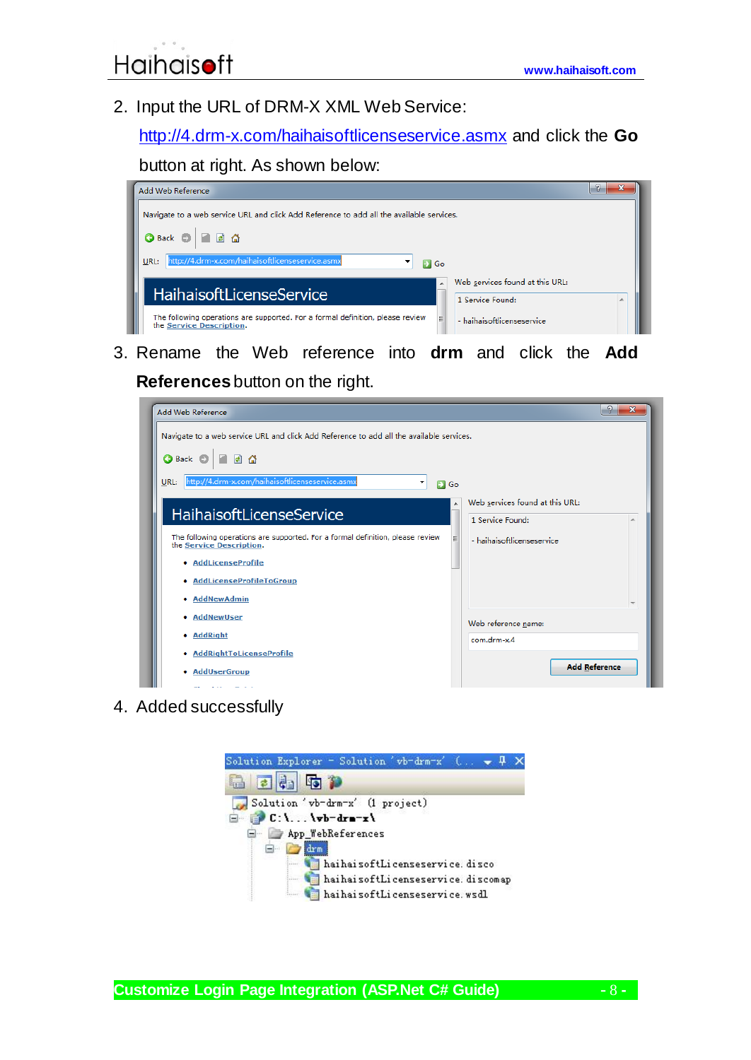2. Input the URL of DRM-X XML Web Service: http://4.drm-x.com/haihaisoftlicenseservice.asmx and click the **Go** button at right. As shown below:

3. Rename the Web reference into **drm** and click the **Add References** button on the right.

4. Added successfully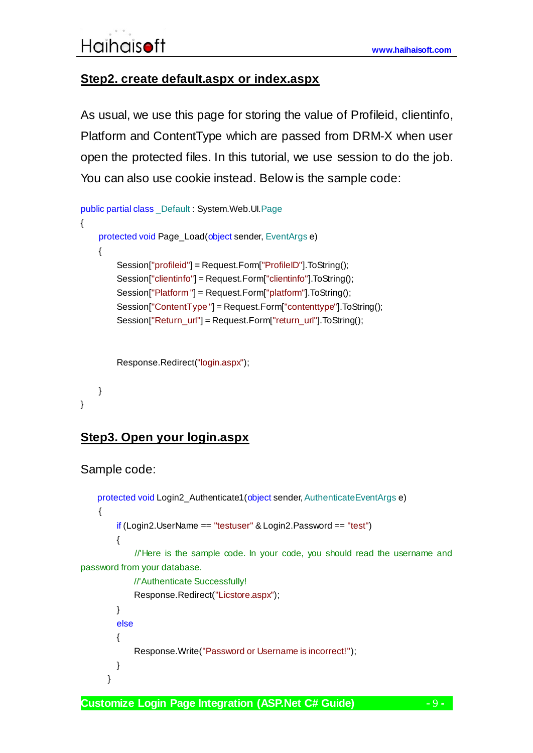## Step2. create default.aspx or index.aspx

As usual, we use this page for storing the value of Profileid, clientinfo, Platform and ContentType which are passed from DRM-X when user open the protected files. In this tutorial, we use session to do the job. You can also use cookie instead. Below is the sample code:

```
public partial class _Default : System.Web.UI.Page
{
    protected void Page_Load(object sender, EventArgs e)
    {
        Session["profileid"] = Request.Form["ProfileID"].ToString();
        Session["clientinfo"] = Request.Form["clientinfo"].ToString();
        Session["Platform "] = Request.Form["platform"].ToString();
        Session["ContentType "] = Request.Form["contenttype"].ToString();
        Session["Return_url"] = Request.Form["return_url"].ToString();


        Response.Redirect("login.aspx");

    }
}
```

## Step3. Open your login.aspx

Sample code:

```
protected void Login2_Authenticate1(object sender, AuthenticateEventArgs e)
{
    if (Login2.UserName == "testuser" & Login2.Password == "test")
    {
        //'Here is the sample code. In your code, you should read the username and password from your database.
        //'Authenticate Successfully!
        Response.Redirect("Licstore.aspx");
    }
    else
    {
        Response.Write("Password or Username is incorrect!");
    }
}
```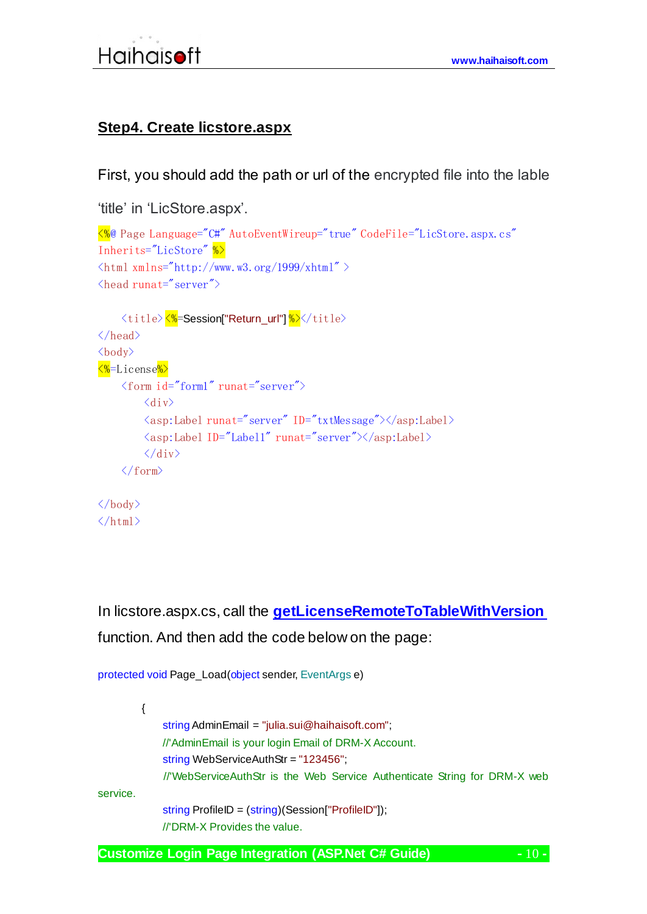## Step4. Create licstore.aspx

First, you should add the path or url of the encrypted file into the lable 'title' in 'LicStore.aspx'.

```
<%@ Page Language="C#" AutoEventWireup="true" CodeFile="LicStore.aspx.cs"
Inherits="LicStore" %>
<html xmlns="http://www.w3.org/1999/xhtml" >
<head runat="server">

    <title><%=Session["Return_url"] %></title>
</head>
<body>
<%=License%>
    <form id="form1" runat="server">
        <div>
        <asp:Label runat="server" ID="txtMessage"></asp:Label>
        <asp:Label ID="Label1" runat="server"></asp:Label>
        </div>
    </form>

</body>
</html>
```

In licstore.aspx.cs, call the **getLicenseRemoteToTableWithVersion** function. And then add the code below on the page:

```
protected void Page_Load(object sender, EventArgs e)

    {
        string AdminEmail = "julia.sui@haihaisoft.com";
        //'AdminEmail is your login Email of DRM-X Account.
        string WebServiceAuthStr = "123456";
        //'WebServiceAuthStr is the Web Service Authenticate String for DRM-X web
service.
        string ProfileID = (string)(Session["ProfileID"]);
        //'DRM-X Provides the value.
```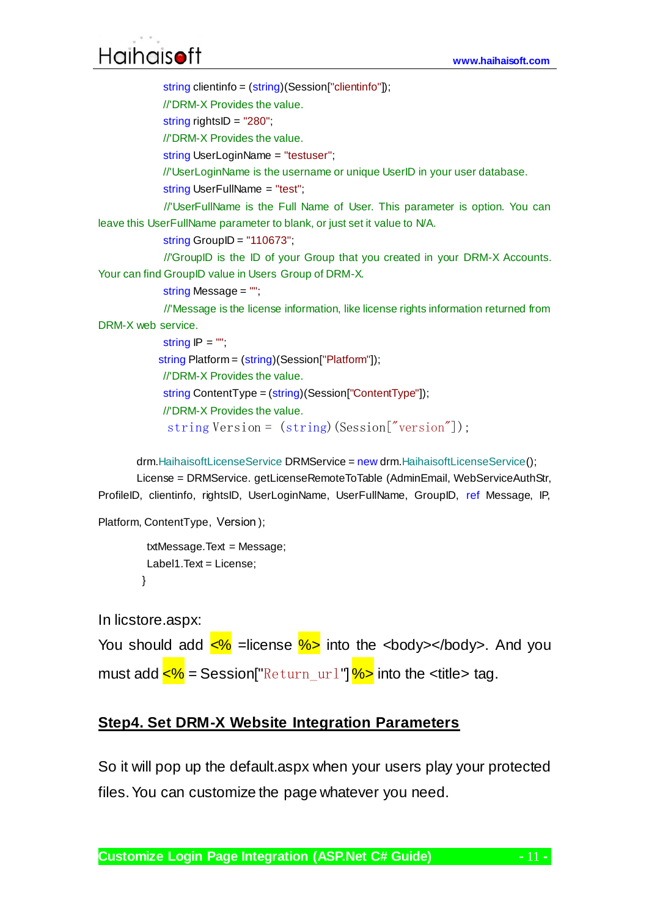```
string clientinfo = (string)(Session["clientinfo"]);
//'DRM-X Provides the value.
string rightsID = "280";
//'DRM-X Provides the value.
string UserLoginName = "testuser";
//'UserLoginName is the username or unique UserID in your user database.
string UserFullName = "test";
//'UserFullName is the Full Name of User. This parameter is option. You can leave this UserFullName parameter to blank, or just set it value to N/A.
string GroupID = "110673";
//'GroupID is the ID of your Group that you created in your DRM-X Accounts. Your can find GroupID value in Users Group of DRM-X.
string Message = "";
//'Message is the license information, like license rights information returned from DRM-X web service.
string IP = "";
string Platform = (string)(Session["Platform"]);
//'DRM-X Provides the value.
string ContentType = (string)(Session["ContentType"]);
//'DRM-X Provides the value.
string Version = (string)(Session["version"]);

drm.HaihaisoftLicenseService DRMService = new drm.HaihaisoftLicenseService();
License = DRMService. getLicenseRemoteToTable (AdminEmail, WebServiceAuthStr, ProfileID, clientinfo, rightsID, UserLoginName, UserFullName, GroupID, ref Message, IP, Platform, ContentType, Version);

txtMessage.Text = Message;
Label1.Text = License;
}
```

In licstore.aspx:

You should add <% =license %> into the <body></body>. And you must add <% = Session["Return_url"] %> into the <title> tag.

## Step4. Set DRM-X Website Integration Parameters

So it will pop up the default.aspx when your users play your protected files. You can customize the page whatever you need.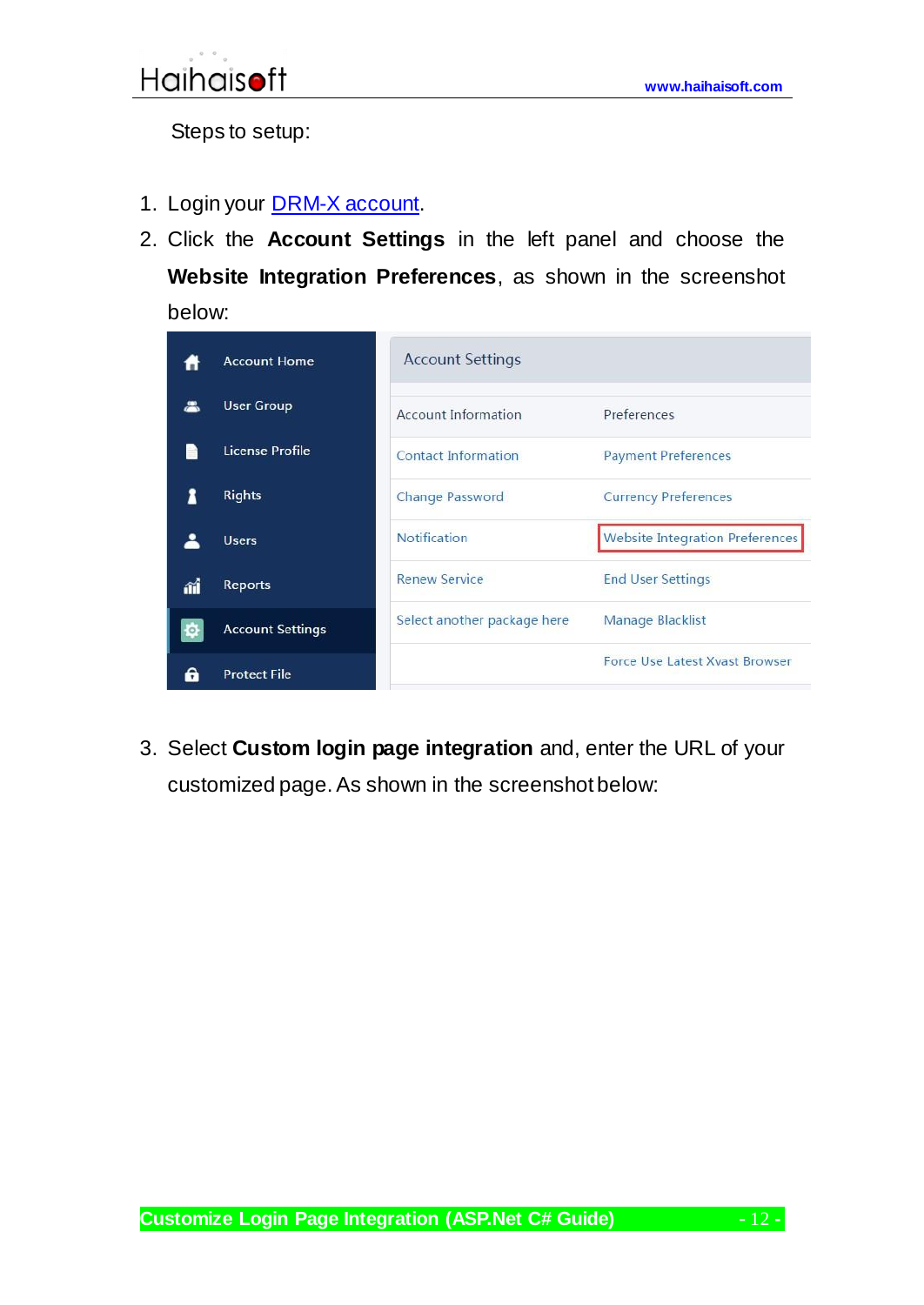Steps to setup:

1. Login your [DRM-X account](DRM-X account).
2. Click the **Account Settings** in the left panel and choose the **Website Integration Preferences**, as shown in the screenshot below:
3. Select **Custom login page integration** and, enter the URL of your customized page. As shown in the screenshot below: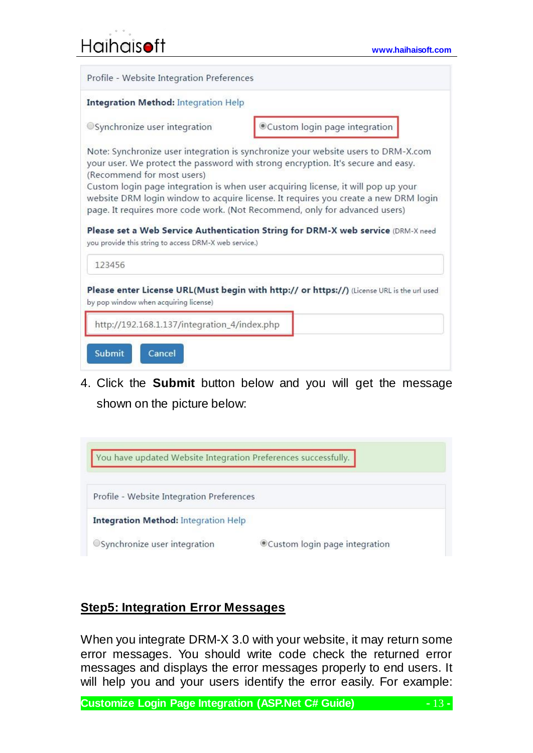Profile - Website Integration Preferences

**Integration Method:** Integration Help

○Synchronize user integration ◉Custom login page integration

Note: Synchronize user integration is synchronize your website users to DRM-X.com your user. We protect the password with strong encryption. It's secure and easy. (Recommend for most users)
Custom login page integration is when user acquiring license, it will pop up your website DRM login window to acquire license. It requires you create a new DRM login page. It requires more code work. (Not Recommend, only for advanced users)

**Please set a Web Service Authentication String for DRM-X web service** (DRM-X need you provide this string to access DRM-X web service.)

123456

**Please enter License URL(Must begin with http:// or https://)** (License URL is the url used by pop window when acquiring license)

http://192.168.1.137/integration_4/index.php

Submit Cancel

4. Click the **Submit** button below and you will get the message shown on the picture below:

You have updated Website Integration Preferences successfully.

Profile - Website Integration Preferences

**Integration Method:** Integration Help

○Synchronize user integration ◉Custom login page integration

## Step5: Integration Error Messages

When you integrate DRM-X 3.0 with your website, it may return some error messages. You should write code check the returned error messages and displays the error messages properly to end users. It will help you and your users identify the error easily. For example: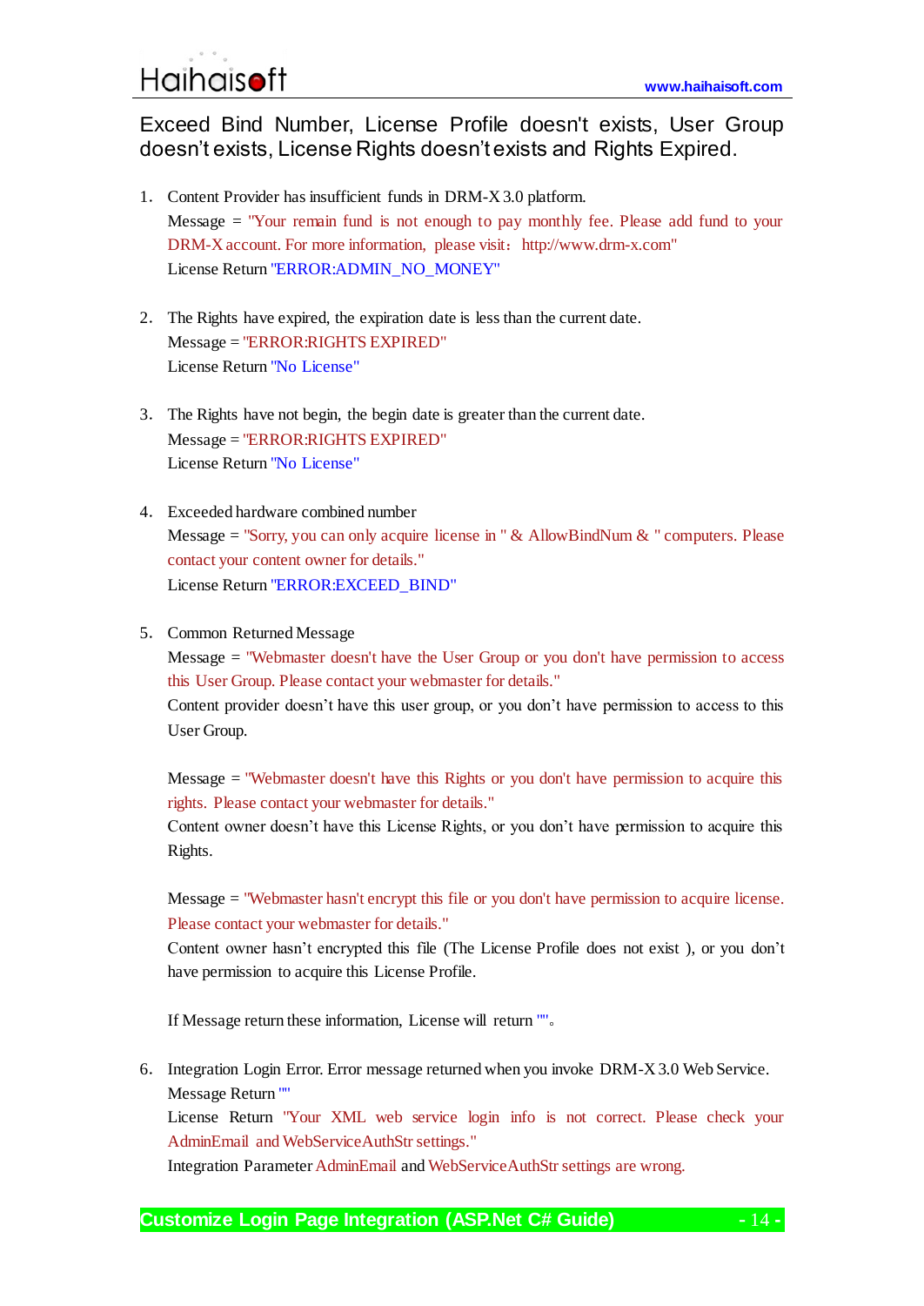Exceed Bind Number, License Profile doesn't exists, User Group doesn't exists, License Rights doesn't exists and Rights Expired.

1. Content Provider has insufficient funds in DRM-X 3.0 platform.
   Message = "Your remain fund is not enough to pay monthly fee. Please add fund to your DRM-X account. For more information, please visit：http://www.drm-x.com"
   License Return "ERROR:ADMIN_NO_MONEY"

2. The Rights have expired, the expiration date is less than the current date.
   Message = "ERROR:RIGHTS EXPIRED"
   License Return "No License"

3. The Rights have not begin, the begin date is greater than the current date.
   Message = "ERROR:RIGHTS EXPIRED"
   License Return "No License"

4. Exceeded hardware combined number
   Message = "Sorry, you can only acquire license in " & AllowBindNum & " computers. Please contact your content owner for details."
   License Return "ERROR:EXCEED_BIND"

5. Common Returned Message
   Message = "Webmaster doesn't have the User Group or you don't have permission to access this User Group. Please contact your webmaster for details."
   Content provider doesn't have this user group, or you don't have permission to access to this User Group.

   Message = "Webmaster doesn't have this Rights or you don't have permission to acquire this rights. Please contact your webmaster for details."
   Content owner doesn't have this License Rights, or you don't have permission to acquire this Rights.

   Message = "Webmaster hasn't encrypt this file or you don't have permission to acquire license. Please contact your webmaster for details."
   Content owner hasn't encrypted this file (The License Profile does not exist ), or you don't have permission to acquire this License Profile.

   If Message return these information, License will return ""。

6. Integration Login Error. Error message returned when you invoke DRM-X 3.0 Web Service.
   Message Return ""
   License Return "Your XML web service login info is not correct. Please check your AdminEmail and WebServiceAuthStr settings."
   Integration Parameter AdminEmail and WebServiceAuthStr settings are wrong.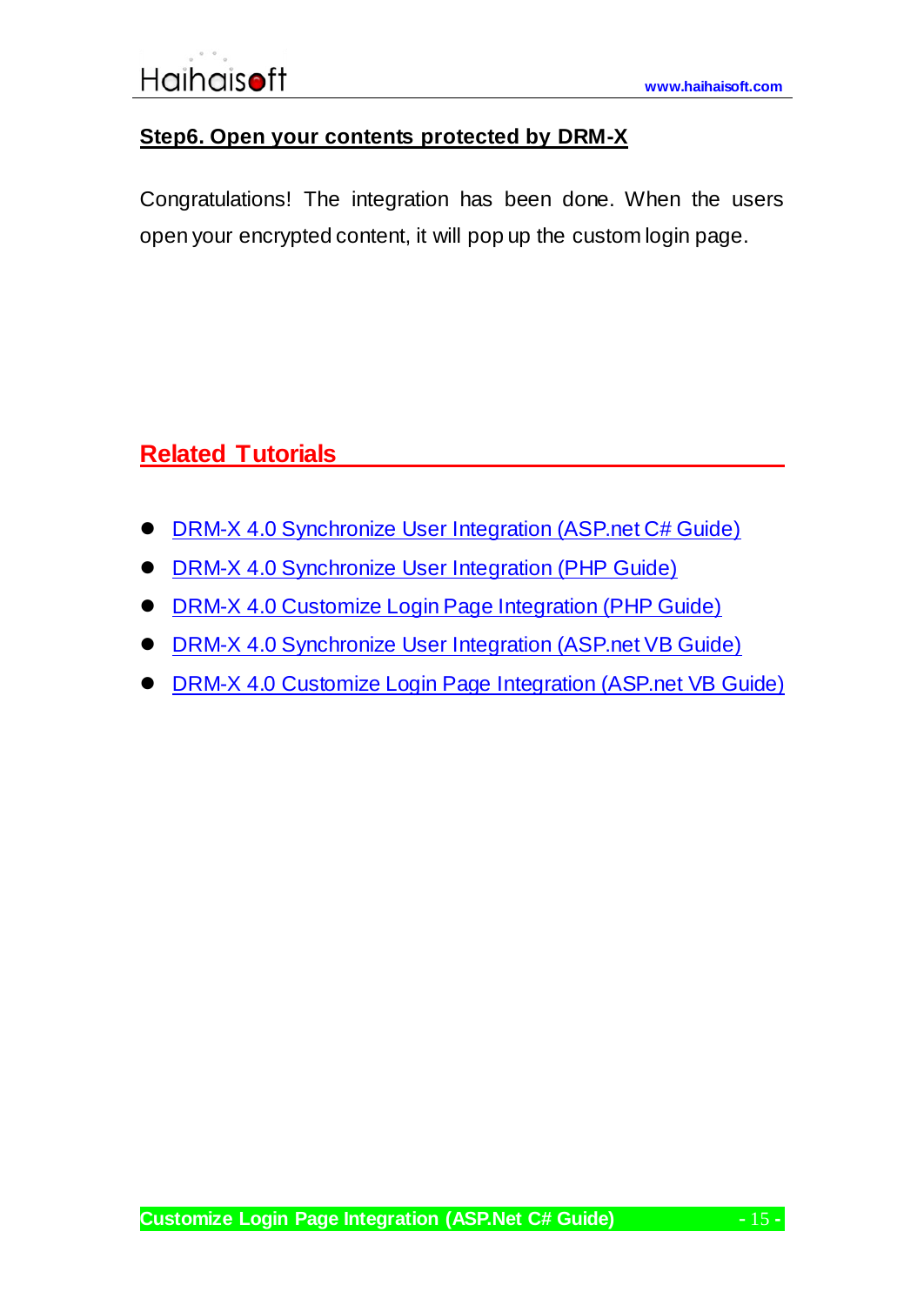**Step6. Open your contents protected by DRM-X**

Congratulations! The integration has been done. When the users open your encrypted content, it will pop up the custom login page.

## Related Tutorials

- DRM-X 4.0 Synchronize User Integration (ASP.net C# Guide)
- DRM-X 4.0 Synchronize User Integration (PHP Guide)
- DRM-X 4.0 Customize Login Page Integration (PHP Guide)
- DRM-X 4.0 Synchronize User Integration (ASP.net VB Guide)
- DRM-X 4.0 Customize Login Page Integration (ASP.net VB Guide)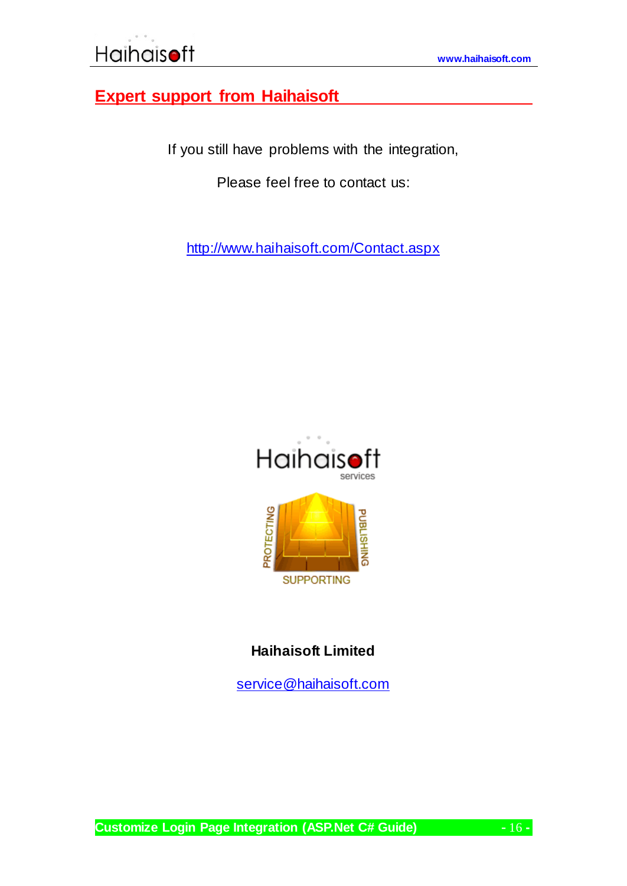## Expert support from Haihaisoft

If you still have problems with the integration,

Please feel free to contact us:

http://www.haihaisoft.com/Contact.aspx

**Haihaisoft Limited**

service@haihaisoft.com